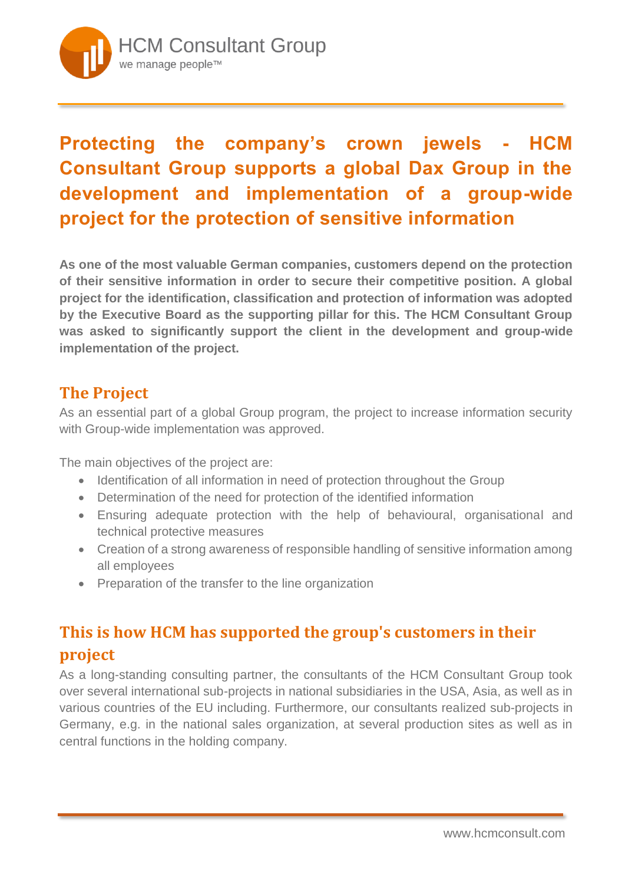HCM Consultant Group

we manage people™

# Protecting the company's crown jewels - HCM Consultant Group supports a global Dax Group in the development and implementation of a group-wide project for the protection of sensitive information

**As one of the most valuable German companies, customers depend on the protection of their sensitive information in order to secure their competitive position. A global project for the identification, classification and protection of information was adopted by the Executive Board as the supporting pillar for this. The HCM Consultant Group was asked to significantly support the client in the development and group-wide implementation of the project.**

## The Project

As an essential part of a global Group program, the project to increase information security with Group-wide implementation was approved.

The main objectives of the project are:

- Identification of all information in need of protection throughout the Group
- Determination of the need for protection of the identified information
- Ensuring adequate protection with the help of behavioural, organisational and technical protective measures
- Creation of a strong awareness of responsible handling of sensitive information among all employees
- Preparation of the transfer to the line organization

## This is how HCM has supported the group's customers in their project

As a long-standing consulting partner, the consultants of the HCM Consultant Group took over several international sub-projects in national subsidiaries in the USA, Asia, as well as in various countries of the EU including. Furthermore, our consultants realized sub-projects in Germany, e.g. in the national sales organization, at several production sites as well as in central functions in the holding company.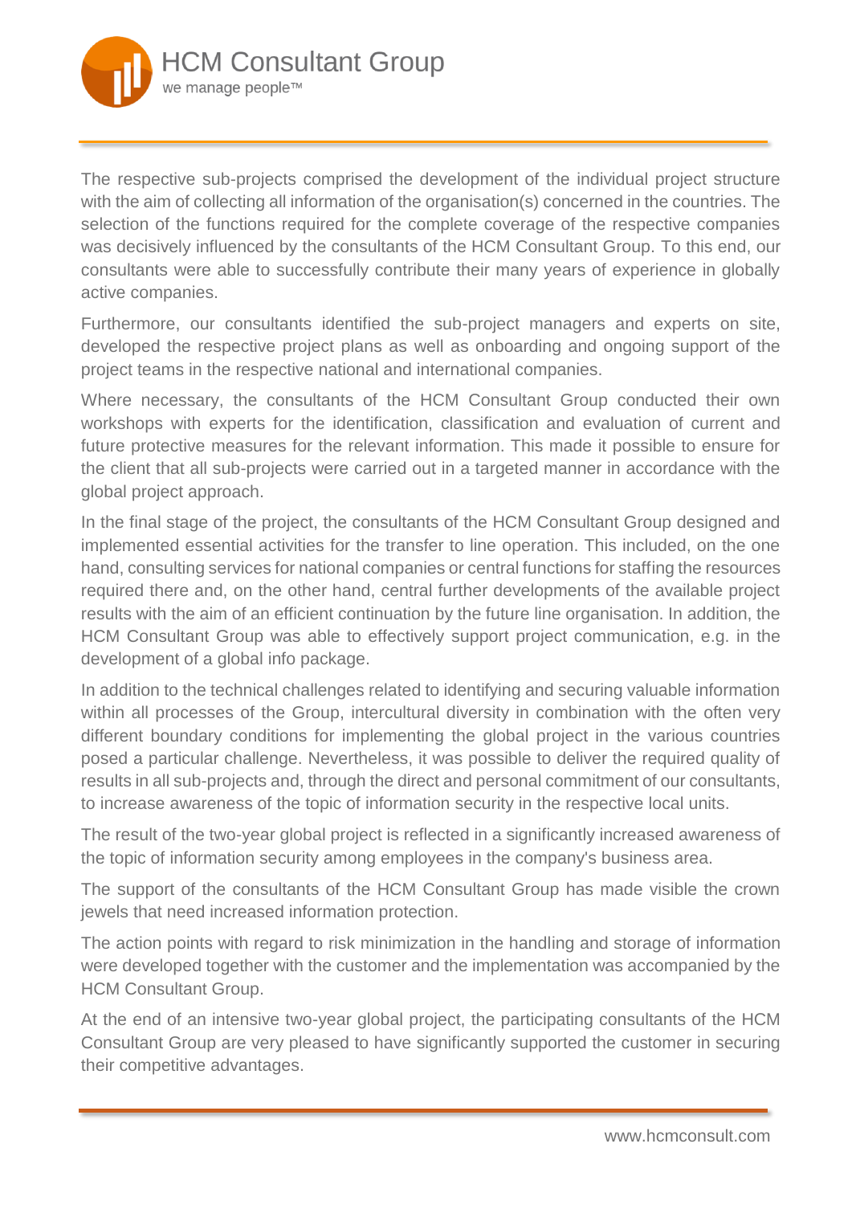The respective sub-projects comprised the development of the individual project structure with the aim of collecting all information of the organisation(s) concerned in the countries. The selection of the functions required for the complete coverage of the respective companies was decisively influenced by the consultants of the HCM Consultant Group. To this end, our consultants were able to successfully contribute their many years of experience in globally active companies.

Furthermore, our consultants identified the sub-project managers and experts on site, developed the respective project plans as well as onboarding and ongoing support of the project teams in the respective national and international companies.

Where necessary, the consultants of the HCM Consultant Group conducted their own workshops with experts for the identification, classification and evaluation of current and future protective measures for the relevant information. This made it possible to ensure for the client that all sub-projects were carried out in a targeted manner in accordance with the global project approach.

In the final stage of the project, the consultants of the HCM Consultant Group designed and implemented essential activities for the transfer to line operation. This included, on the one hand, consulting services for national companies or central functions for staffing the resources required there and, on the other hand, central further developments of the available project results with the aim of an efficient continuation by the future line organisation. In addition, the HCM Consultant Group was able to effectively support project communication, e.g. in the development of a global info package.

In addition to the technical challenges related to identifying and securing valuable information within all processes of the Group, intercultural diversity in combination with the often very different boundary conditions for implementing the global project in the various countries posed a particular challenge. Nevertheless, it was possible to deliver the required quality of results in all sub-projects and, through the direct and personal commitment of our consultants, to increase awareness of the topic of information security in the respective local units.

The result of the two-year global project is reflected in a significantly increased awareness of the topic of information security among employees in the company's business area.

The support of the consultants of the HCM Consultant Group has made visible the crown jewels that need increased information protection.

The action points with regard to risk minimization in the handling and storage of information were developed together with the customer and the implementation was accompanied by the HCM Consultant Group.

At the end of an intensive two-year global project, the participating consultants of the HCM Consultant Group are very pleased to have significantly supported the customer in securing their competitive advantages.